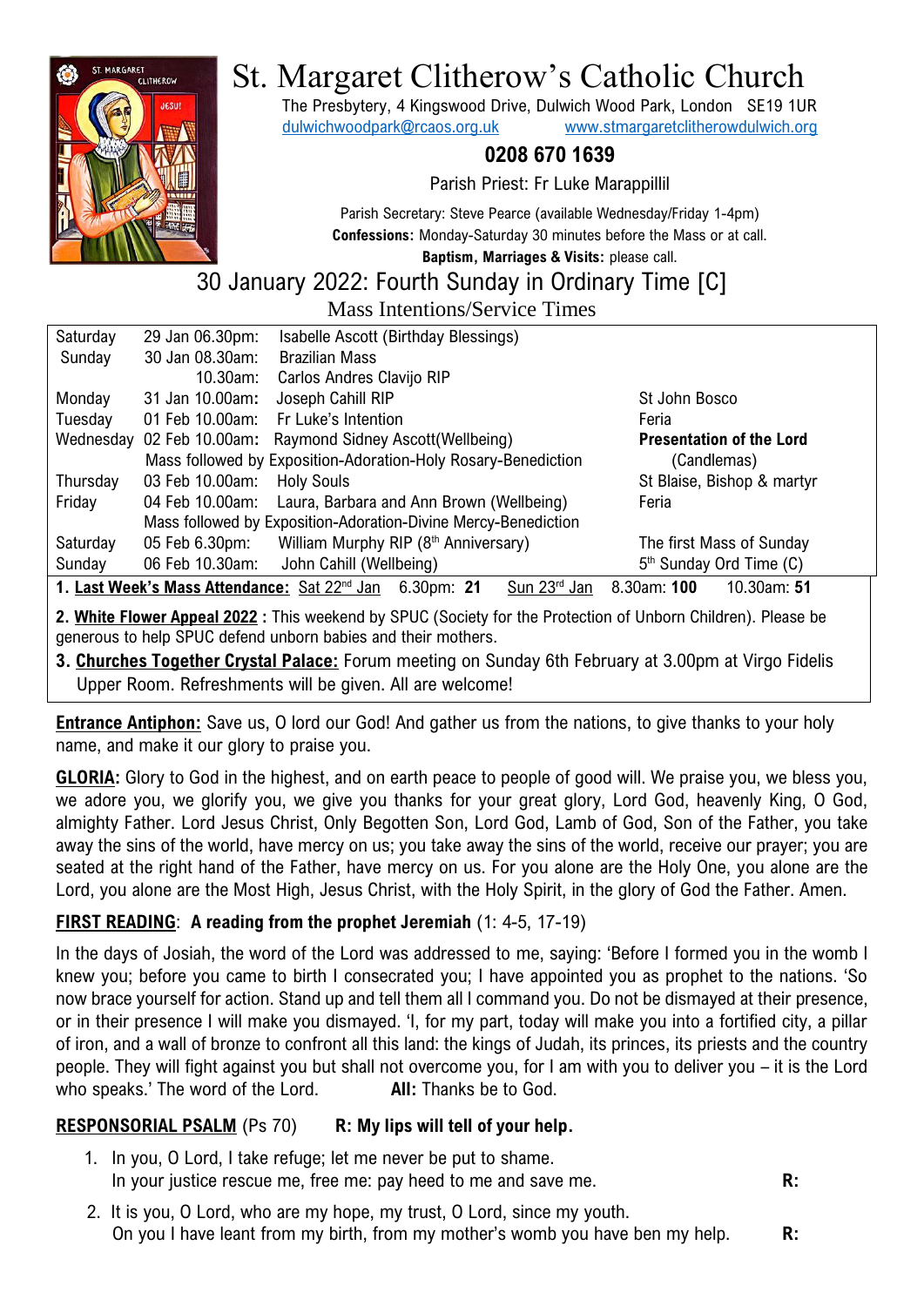# St. Margaret Clitherow's Catholic Church

The Presbytery, 4 Kingswood Drive, Dulwich Wood Park, London SE19 1UR
dulwichwoodpark@rcaos.org.uk www.stmargaretclitherowdulwich.org

**0208 670 1639**

Parish Priest: Fr Luke Marappillil

Parish Secretary: Steve Pearce (available Wednesday/Friday 1-4pm)
**Confessions:** Monday-Saturday 30 minutes before the Mass or at call.
**Baptism, Marriages & Visits:** please call.

## 30 January 2022: Fourth Sunday in Ordinary Time [C]

### Mass Intentions/Service Times

| | | | |
|---|---|---|---|
| Saturday | 29 Jan 06.30pm: | Isabelle Ascott (Birthday Blessings) | |
| Sunday | 30 Jan 08.30am: | Brazilian Mass | |
| | 10.30am: | Carlos Andres Clavijo RIP | |
| Monday | 31 Jan 10.00am: | Joseph Cahill RIP | St John Bosco |
| Tuesday | 01 Feb 10.00am: | Fr Luke's Intention | Feria |
| Wednesday | 02 Feb 10.00am: | Raymond Sidney Ascott(Wellbeing) | **Presentation of the Lord** |
| | Mass followed by Exposition-Adoration-Holy Rosary-Benediction | | (Candlemas) |
| Thursday | 03 Feb 10.00am: | Holy Souls | St Blaise, Bishop & martyr |
| Friday | 04 Feb 10.00am: | Laura, Barbara and Ann Brown (Wellbeing) | Feria |
| | Mass followed by Exposition-Adoration-Divine Mercy-Benediction | | |
| Saturday | 05 Feb 6.30pm: | William Murphy RIP (8th Anniversary) | The first Mass of Sunday |
| Sunday | 06 Feb 10.30am: | John Cahill (Wellbeing) | 5th Sunday Ord Time (C) |

**1. Last Week's Mass Attendance:** Sat 22nd Jan 6.30pm: **21** Sun 23rd Jan 8.30am: **100** 10.30am: **51**

**2. White Flower Appeal 2022 :** This weekend by SPUC (Society for the Protection of Unborn Children). Please be generous to help SPUC defend unborn babies and their mothers.

**3. Churches Together Crystal Palace:** Forum meeting on Sunday 6th February at 3.00pm at Virgo Fidelis Upper Room. Refreshments will be given. All are welcome!

**Entrance Antiphon:** Save us, O lord our God! And gather us from the nations, to give thanks to your holy name, and make it our glory to praise you.

**GLORIA:** Glory to God in the highest, and on earth peace to people of good will. We praise you, we bless you, we adore you, we glorify you, we give you thanks for your great glory, Lord God, heavenly King, O God, almighty Father. Lord Jesus Christ, Only Begotten Son, Lord God, Lamb of God, Son of the Father, you take away the sins of the world, have mercy on us; you take away the sins of the world, receive our prayer; you are seated at the right hand of the Father, have mercy on us. For you alone are the Holy One, you alone are the Lord, you alone are the Most High, Jesus Christ, with the Holy Spirit, in the glory of God the Father. Amen.

**FIRST READING**: **A reading from the prophet Jeremiah** (1: 4-5, 17-19)

In the days of Josiah, the word of the Lord was addressed to me, saying: 'Before I formed you in the womb I knew you; before you came to birth I consecrated you; I have appointed you as prophet to the nations. 'So now brace yourself for action. Stand up and tell them all I command you. Do not be dismayed at their presence, or in their presence I will make you dismayed. 'I, for my part, today will make you into a fortified city, a pillar of iron, and a wall of bronze to confront all this land: the kings of Judah, its princes, its priests and the country people. They will fight against you but shall not overcome you, for I am with you to deliver you – it is the Lord who speaks.' The word of the Lord. **All:** Thanks be to God.

**RESPONSORIAL PSALM** (Ps 70) **R: My lips will tell of your help.**

1. In you, O Lord, I take refuge; let me never be put to shame.
   In your justice rescue me, free me: pay heed to me and save me. **R:**
2. It is you, O Lord, who are my hope, my trust, O Lord, since my youth.
   On you I have leant from my birth, from my mother's womb you have ben my help. **R:**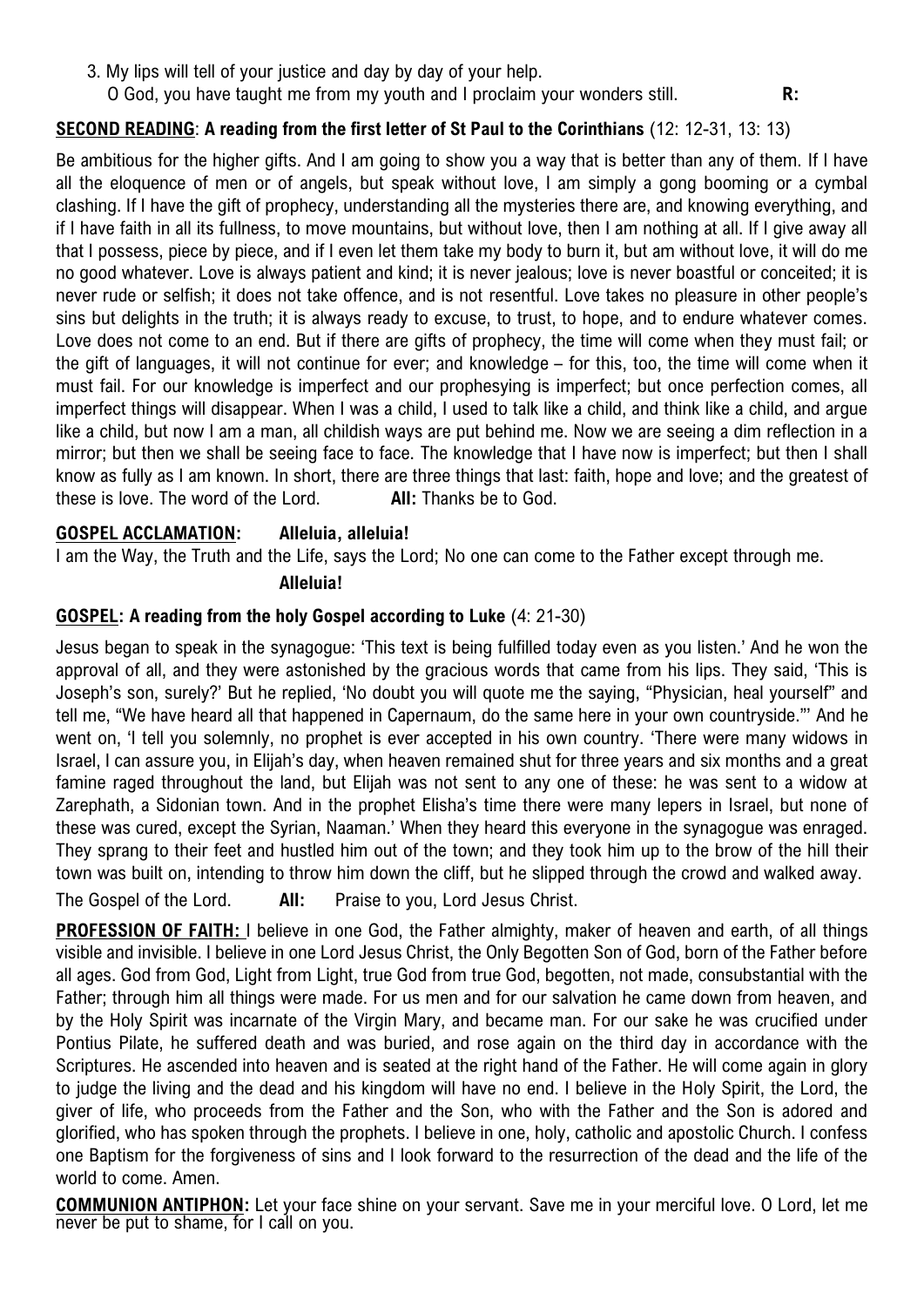3. My lips will tell of your justice and day by day of your help.
   O God, you have taught me from my youth and I proclaim your wonders still. **R:**

**SECOND READING**: **A reading from the first letter of St Paul to the Corinthians** (12: 12-31, 13: 13)

Be ambitious for the higher gifts. And I am going to show you a way that is better than any of them. If I have all the eloquence of men or of angels, but speak without love, I am simply a gong booming or a cymbal clashing. If I have the gift of prophecy, understanding all the mysteries there are, and knowing everything, and if I have faith in all its fullness, to move mountains, but without love, then I am nothing at all. If I give away all that I possess, piece by piece, and if I even let them take my body to burn it, but am without love, it will do me no good whatever. Love is always patient and kind; it is never jealous; love is never boastful or conceited; it is never rude or selfish; it does not take offence, and is not resentful. Love takes no pleasure in other people's sins but delights in the truth; it is always ready to excuse, to trust, to hope, and to endure whatever comes. Love does not come to an end. But if there are gifts of prophecy, the time will come when they must fail; or the gift of languages, it will not continue for ever; and knowledge – for this, too, the time will come when it must fail. For our knowledge is imperfect and our prophesying is imperfect; but once perfection comes, all imperfect things will disappear. When I was a child, I used to talk like a child, and think like a child, and argue like a child, but now I am a man, all childish ways are put behind me. Now we are seeing a dim reflection in a mirror; but then we shall be seeing face to face. The knowledge that I have now is imperfect; but then I shall know as fully as I am known. In short, there are three things that last: faith, hope and love; and the greatest of these is love. The word of the Lord. **All:** Thanks be to God.

**GOSPEL ACCLAMATION:** **Alleluia, alleluia!**

I am the Way, the Truth and the Life, says the Lord; No one can come to the Father except through me.

**Alleluia!**

**GOSPEL: A reading from the holy Gospel according to Luke** (4: 21-30)

Jesus began to speak in the synagogue: 'This text is being fulfilled today even as you listen.' And he won the approval of all, and they were astonished by the gracious words that came from his lips. They said, 'This is Joseph's son, surely?' But he replied, 'No doubt you will quote me the saying, "Physician, heal yourself" and tell me, "We have heard all that happened in Capernaum, do the same here in your own countryside."' And he went on, 'I tell you solemnly, no prophet is ever accepted in his own country. 'There were many widows in Israel, I can assure you, in Elijah's day, when heaven remained shut for three years and six months and a great famine raged throughout the land, but Elijah was not sent to any one of these: he was sent to a widow at Zarephath, a Sidonian town. And in the prophet Elisha's time there were many lepers in Israel, but none of these was cured, except the Syrian, Naaman.' When they heard this everyone in the synagogue was enraged. They sprang to their feet and hustled him out of the town; and they took him up to the brow of the hill their town was built on, intending to throw him down the cliff, but he slipped through the crowd and walked away.

The Gospel of the Lord. **All:** Praise to you, Lord Jesus Christ.

**PROFESSION OF FAITH:** I believe in one God, the Father almighty, maker of heaven and earth, of all things visible and invisible. I believe in one Lord Jesus Christ, the Only Begotten Son of God, born of the Father before all ages. God from God, Light from Light, true God from true God, begotten, not made, consubstantial with the Father; through him all things were made. For us men and for our salvation he came down from heaven, and by the Holy Spirit was incarnate of the Virgin Mary, and became man. For our sake he was crucified under Pontius Pilate, he suffered death and was buried, and rose again on the third day in accordance with the Scriptures. He ascended into heaven and is seated at the right hand of the Father. He will come again in glory to judge the living and the dead and his kingdom will have no end. I believe in the Holy Spirit, the Lord, the giver of life, who proceeds from the Father and the Son, who with the Father and the Son is adored and glorified, who has spoken through the prophets. I believe in one, holy, catholic and apostolic Church. I confess one Baptism for the forgiveness of sins and I look forward to the resurrection of the dead and the life of the world to come. Amen.

**COMMUNION ANTIPHON:** Let your face shine on your servant. Save me in your merciful love. O Lord, let me never be put to shame, for I call on you.